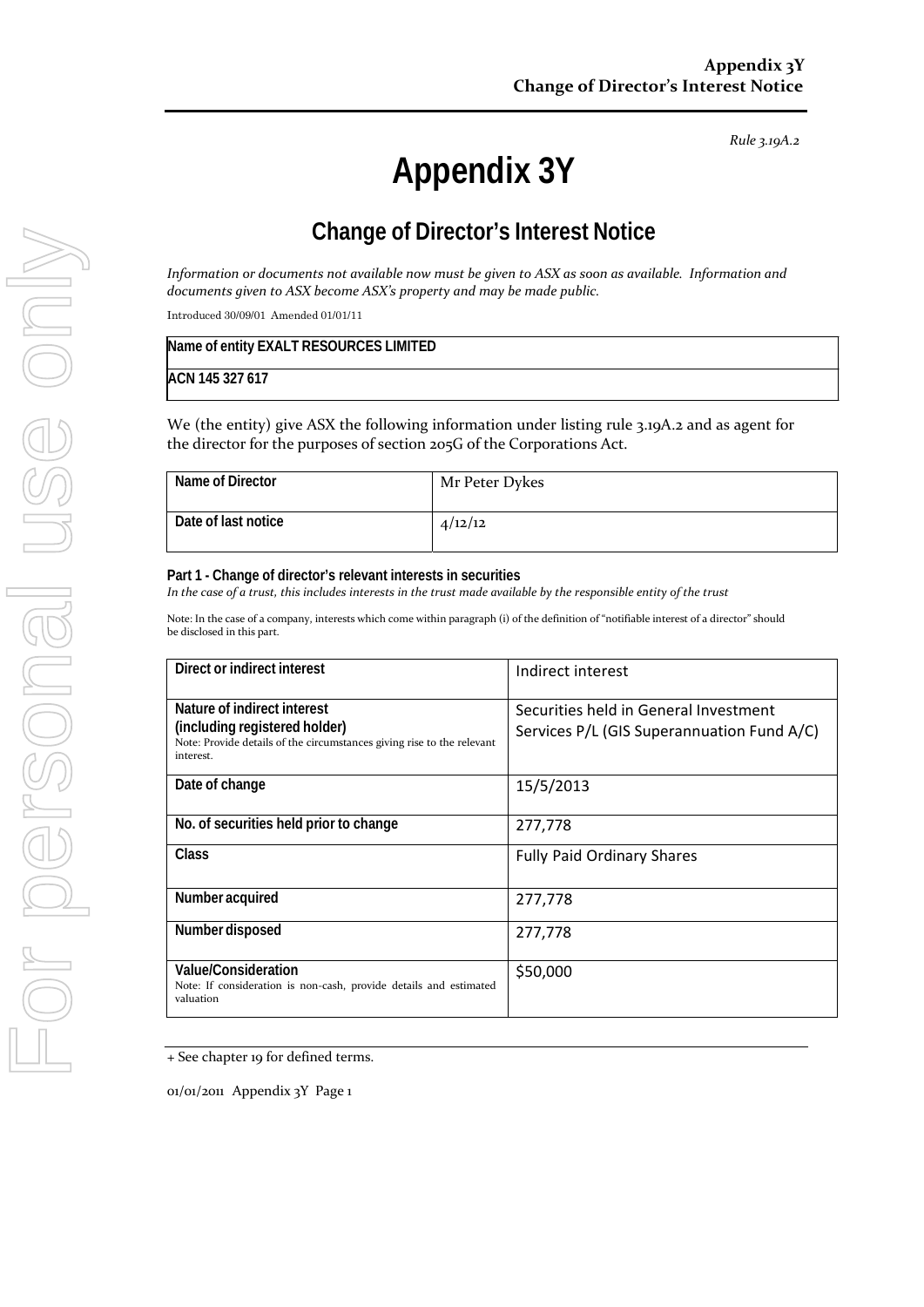*Rule 3.19A.2*

# Appendix 3Y

## Change of Director's Interest Notice

*Information or documents not available now must be given to ASX as soon as available. Information and documents given to ASX become ASX's property and may be made public.*

Introduced 30/09/01 Amended 01/01/11

| Name of entity EXALT RESOURCES LIMITED |
|---|
| ACN 145 327 617 |

We (the entity) give ASX the following information under listing rule 3.19A.2 and as agent for the director for the purposes of section 205G of the Corporations Act.

| | |
|---|---|
| **Name of Director** | Mr Peter Dykes |
| **Date of last notice** | 4/12/12 |

**Part 1 - Change of director's relevant interests in securities**

*In the case of a trust, this includes interests in the trust made available by the responsible entity of the trust*

Note: In the case of a company, interests which come within paragraph (i) of the definition of "notifiable interest of a director" should be disclosed in this part.

| | |
|---|---|
| **Direct or indirect interest** | Indirect interest |
| **Nature of indirect interest (including registered holder)**<br>Note: Provide details of the circumstances giving rise to the relevant interest. | Securities held in General Investment Services P/L (GIS Superannuation Fund A/C) |
| **Date of change** | 15/5/2013 |
| **No. of securities held prior to change** | 277,778 |
| **Class** | Fully Paid Ordinary Shares |
| **Number acquired** | 277,778 |
| **Number disposed** | 277,778 |
| **Value/Consideration**<br>Note: If consideration is non-cash, provide details and estimated valuation | $50,000 |

+ See chapter 19 for defined terms.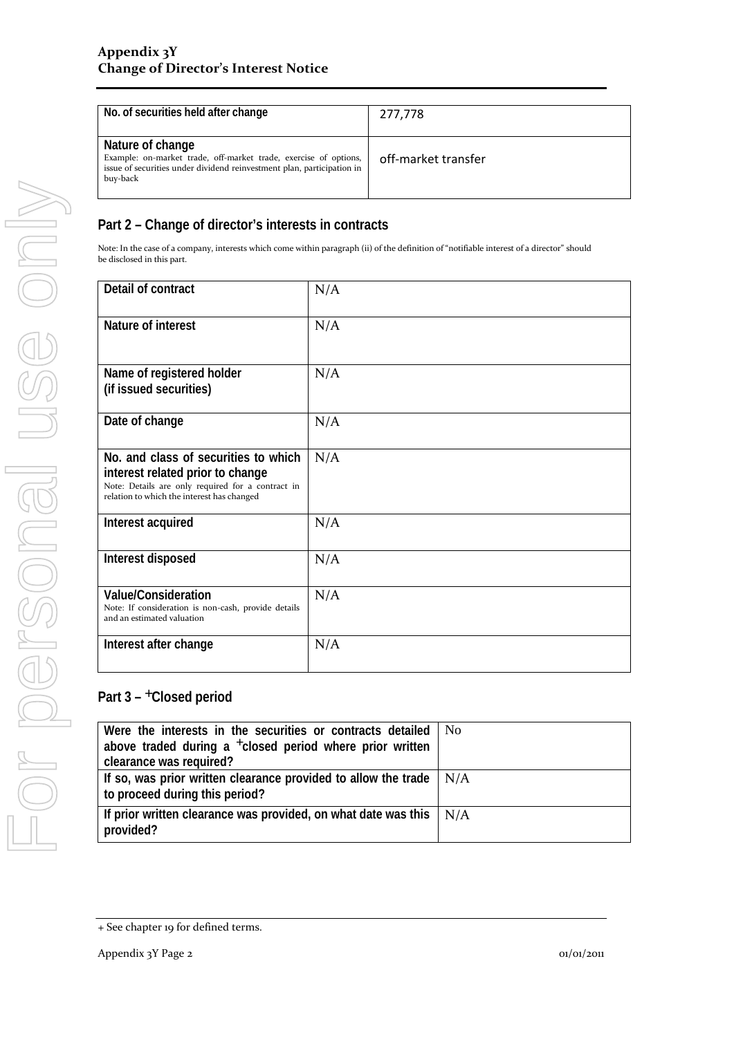| | |
|---|---|
| **No. of securities held after change** | 277,778 |
| **Nature of change**<br>Example: on-market trade, off-market trade, exercise of options, issue of securities under dividend reinvestment plan, participation in buy-back | off-market transfer |

## Part 2 – Change of director's interests in contracts

Note: In the case of a company, interests which come within paragraph (ii) of the definition of "notifiable interest of a director" should be disclosed in this part.

| | |
|---|---|
| **Detail of contract** | N/A |
| **Nature of interest** | N/A |
| **Name of registered holder (if issued securities)** | N/A |
| **Date of change** | N/A |
| **No. and class of securities to which interest related prior to change**<br>Note: Details are only required for a contract in relation to which the interest has changed | N/A |
| **Interest acquired** | N/A |
| **Interest disposed** | N/A |
| **Value/Consideration**<br>Note: If consideration is non-cash, provide details and an estimated valuation | N/A |
| **Interest after change** | N/A |

## Part 3 – +Closed period

| | |
|---|---|
| **Were the interests in the securities or contracts detailed above traded during a +closed period where prior written clearance was required?** | No |
| **If so, was prior written clearance provided to allow the trade to proceed during this period?** | N/A |
| **If prior written clearance was provided, on what date was this provided?** | N/A |

+ See chapter 19 for defined terms.